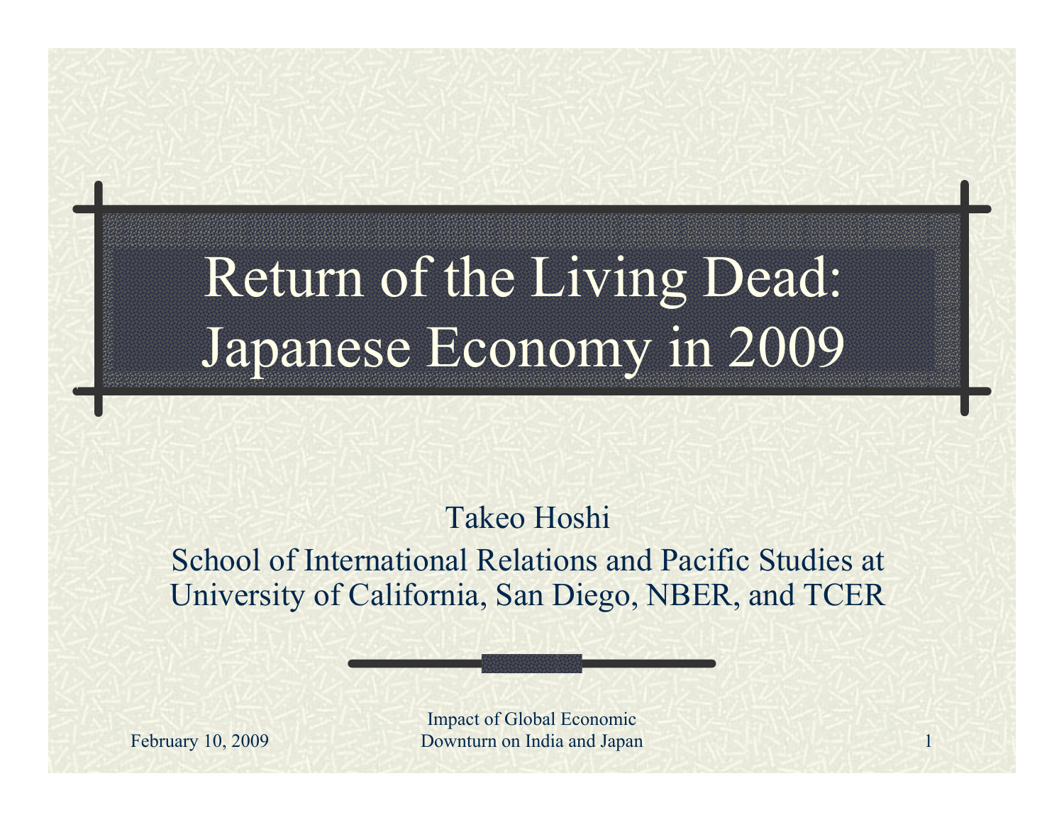# Return of the Living Dead: Japanese Economy in 2009

Takeo Hoshi

School of International Relations and Pacific Studies at University of California, San Diego, NBER, and TCER

February 10, 2009

Impact of Global Economic Downturn on India and Japan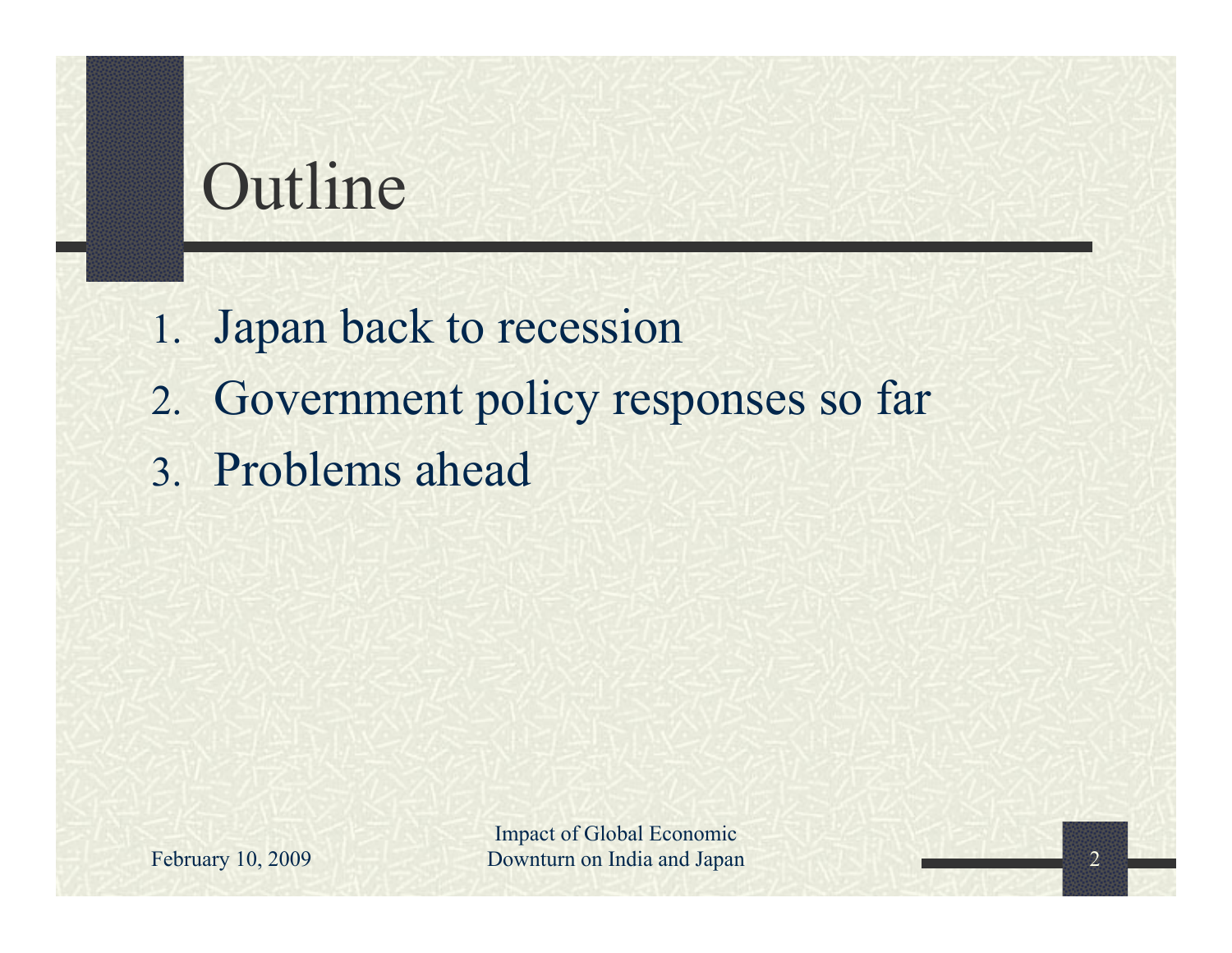# Outline

1. Japan back to recession
2. Government policy responses so far
3. Problems ahead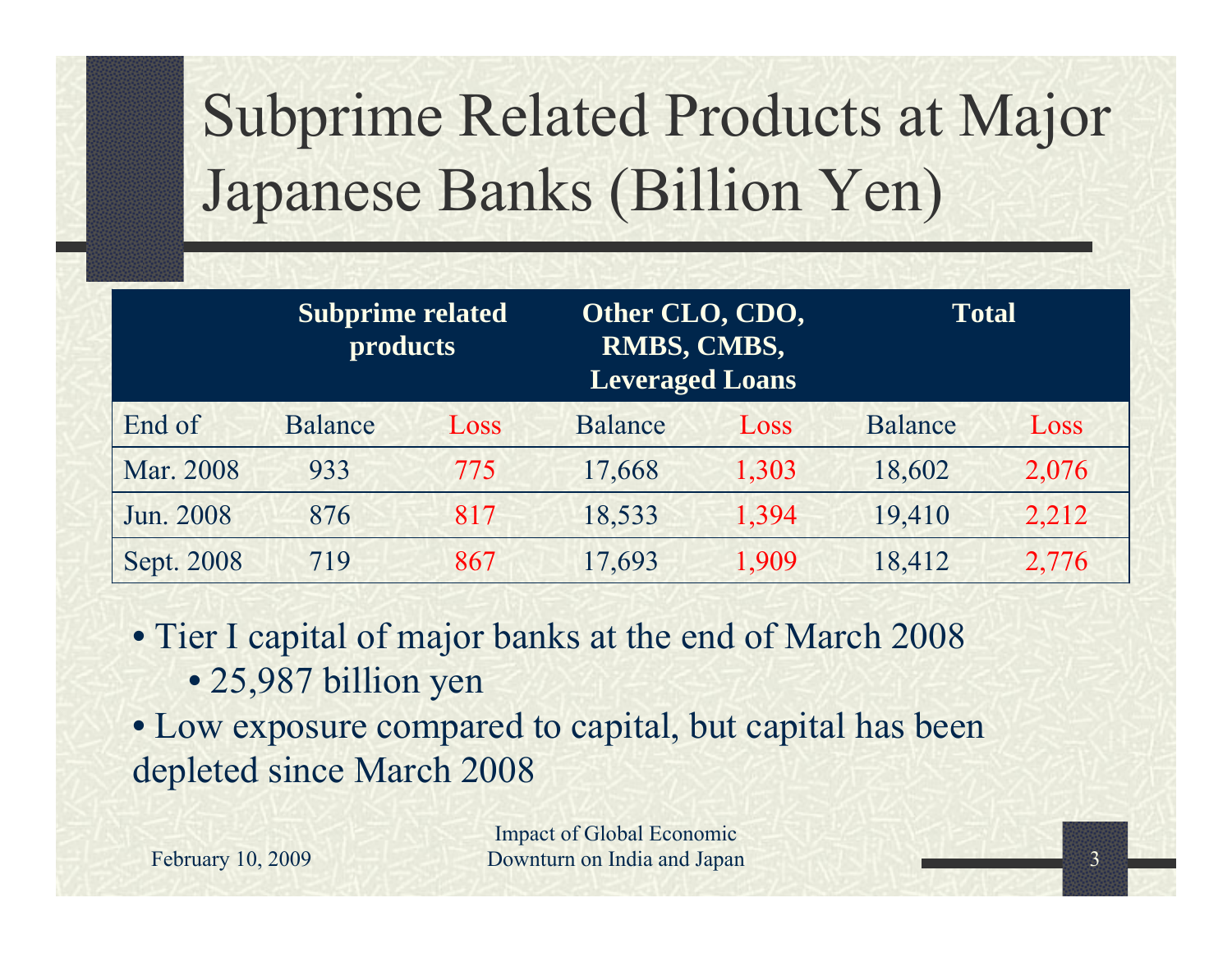# Subprime Related Products at Major Japanese Banks (Billion Yen)

| | Subprime related products | | Other CLO, CDO, RMBS, CMBS, Leveraged Loans | | Total | |
|---|---|---|---|---|---|---|
| End of | Balance | Loss | Balance | Loss | Balance | Loss |
| Mar. 2008 | 933 | 775 | 17,668 | 1,303 | 18,602 | 2,076 |
| Jun. 2008 | 876 | 817 | 18,533 | 1,394 | 19,410 | 2,212 |
| Sept. 2008 | 719 | 867 | 17,693 | 1,909 | 18,412 | 2,776 |

- Tier I capital of major banks at the end of March 2008
  - 25,987 billion yen
- Low exposure compared to capital, but capital has been depleted since March 2008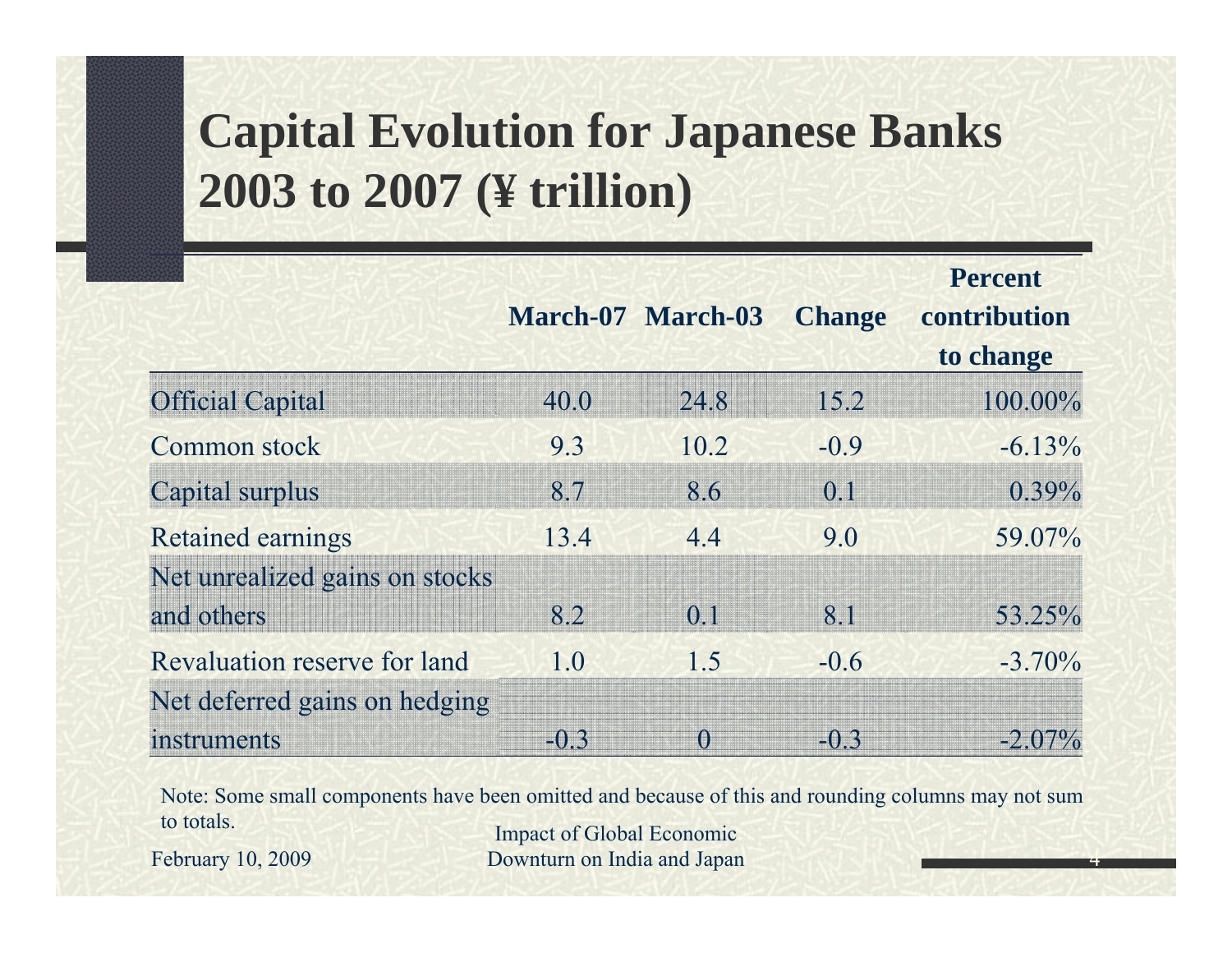# Capital Evolution for Japanese Banks 2003 to 2007 (¥ trillion)

| | March-07 | March-03 | Change | Percent contribution to change |
|---|---|---|---|---|
| Official Capital | 40.0 | 24.8 | 15.2 | 100.00% |
| Common stock | 9.3 | 10.2 | -0.9 | -6.13% |
| Capital surplus | 8.7 | 8.6 | 0.1 | 0.39% |
| Retained earnings | 13.4 | 4.4 | 9.0 | 59.07% |
| Net unrealized gains on stocks and others | 8.2 | 0.1 | 8.1 | 53.25% |
| Revaluation reserve for land | 1.0 | 1.5 | -0.6 | -3.70% |
| Net deferred gains on hedging instruments | -0.3 | 0 | -0.3 | -2.07% |

Note: Some small components have been omitted and because of this and rounding columns may not sum to totals.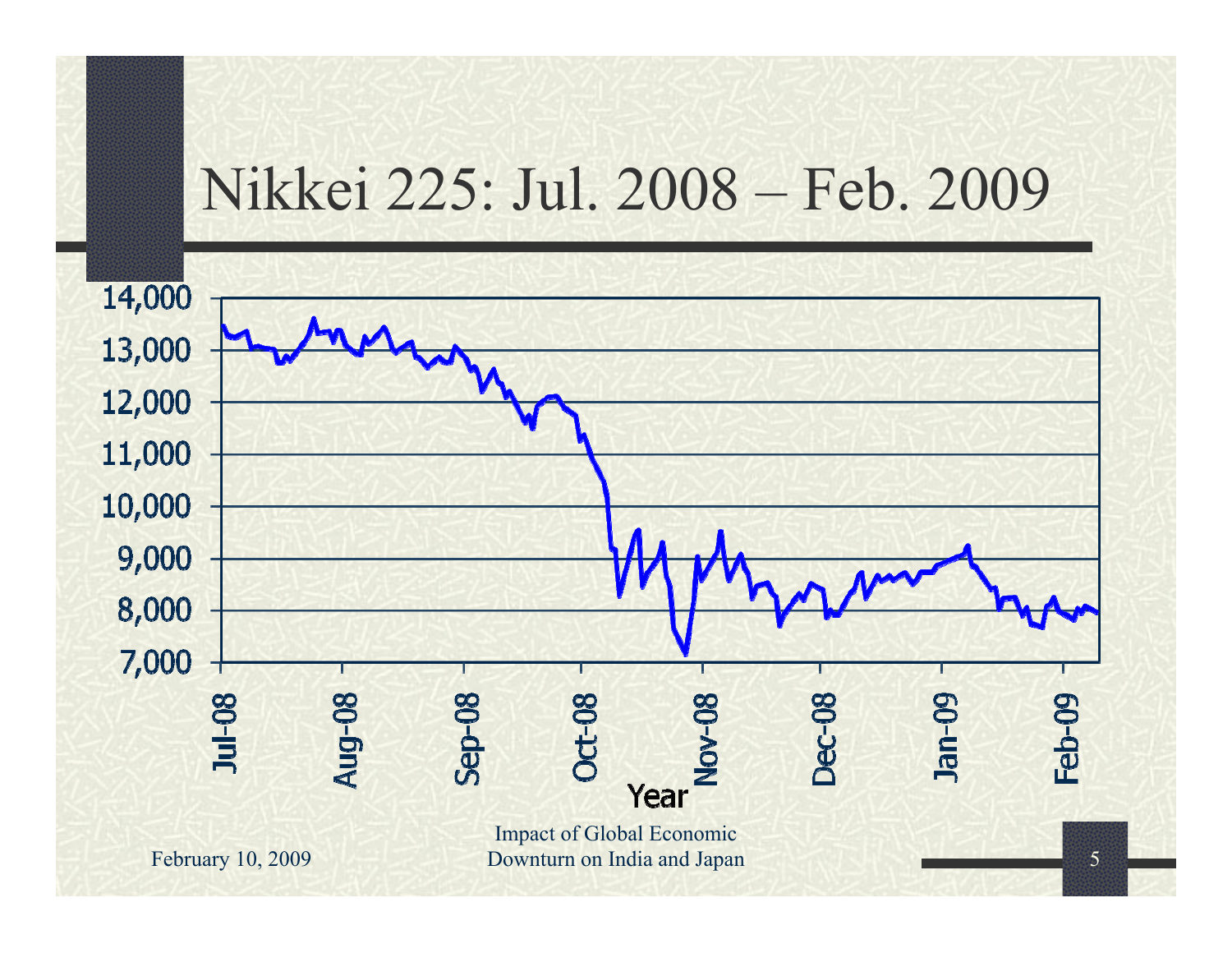# Nikkei 225: Jul. 2008 – Feb. 2009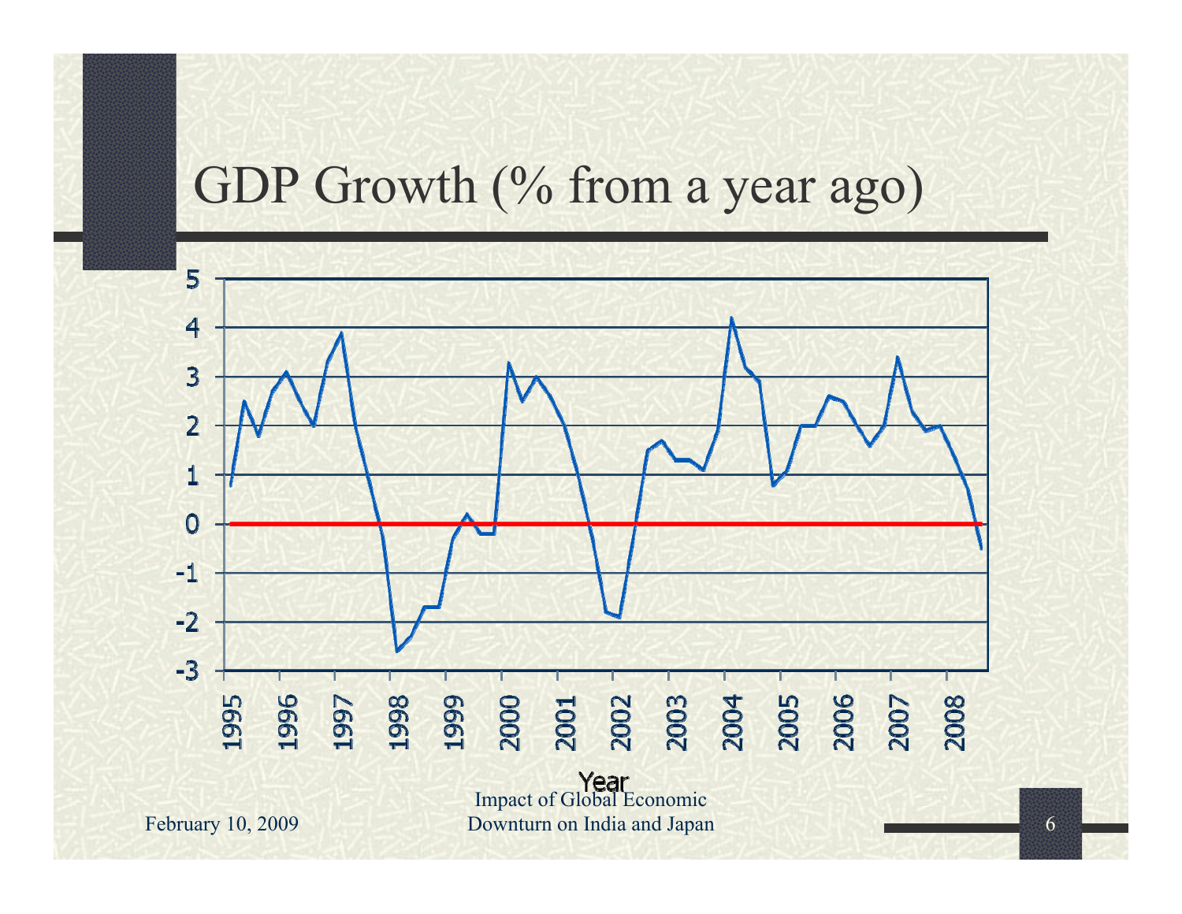# GDP Growth (% from a year ago)

5
4
3
2
1
0
-1
-2
-3

1995 1996 1997 1998 1999 2000 2001 2002 2003 2004 2005 2006 2007 2008

Year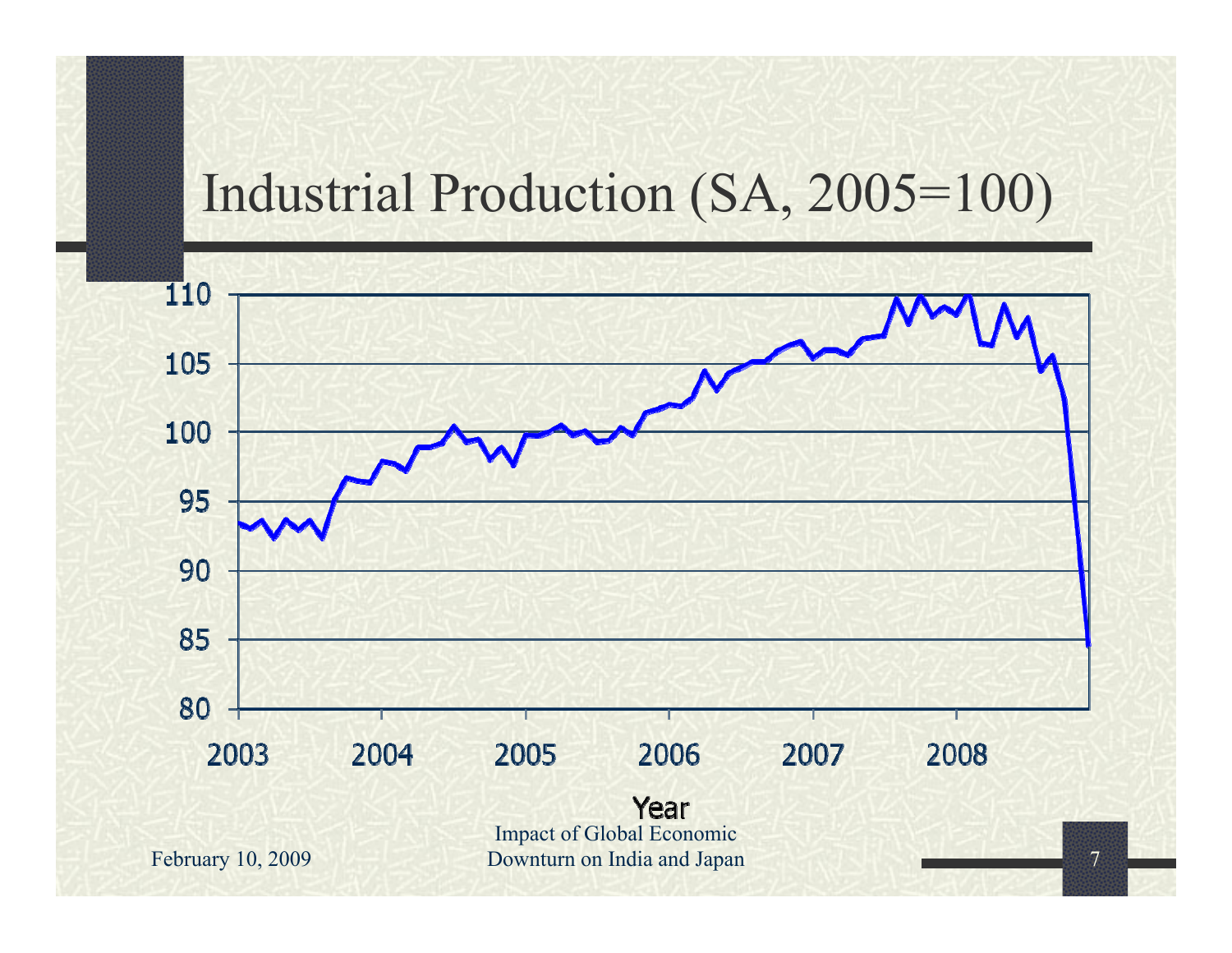# Industrial Production (SA, 2005=100)

110
105
100
95
90
85
80

2003 2004 2005 2006 2007 2008

Year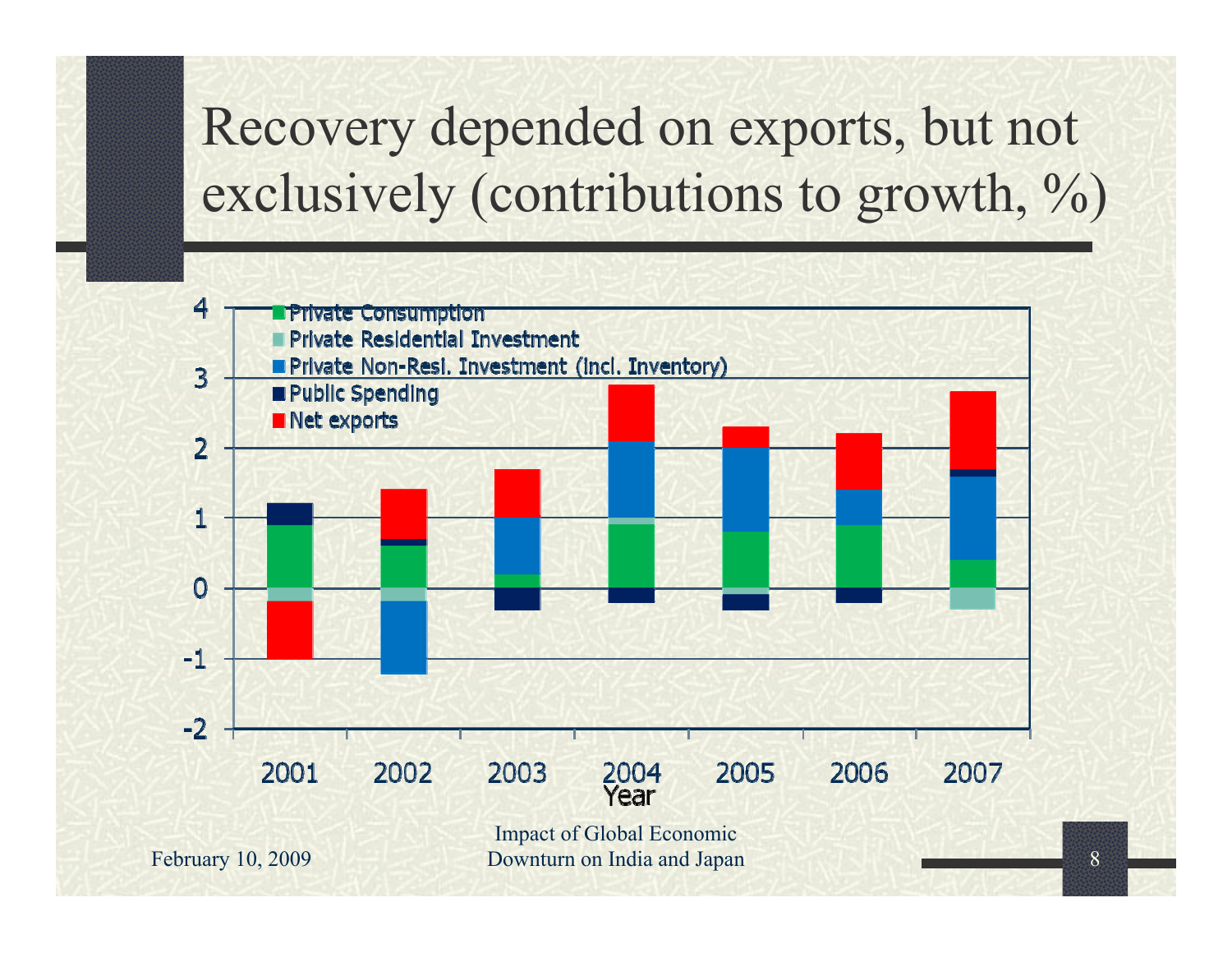# Recovery depended on exports, but not exclusively (contributions to growth, %)

- Private Consumption
- Private Residential Investment
- Private Non-Resi. Investment (incl. Inventory)
- Public Spending
- Net exports

Year: 2001, 2002, 2003, 2004, 2005, 2006, 2007

Impact of Global Economic Downturn on India and Japan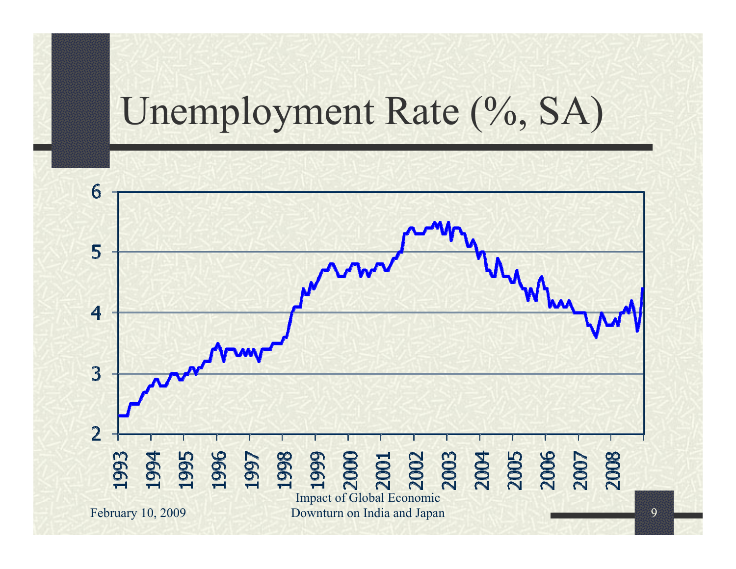# Unemployment Rate (%, SA)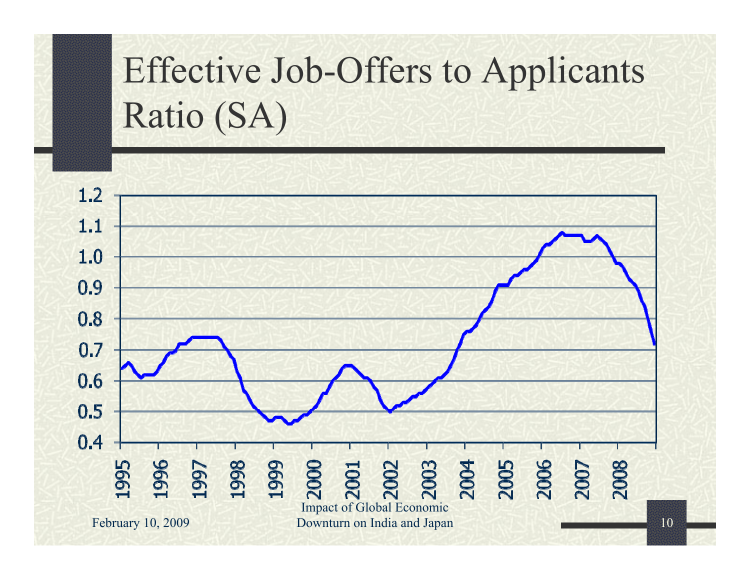# Effective Job-Offers to Applicants Ratio (SA)

1.2
1.1
1.0
0.9
0.8
0.7
0.6
0.5
0.4

1995 1996 1997 1998 1999 2000 2001 2002 2003 2004 2005 2006 2007 2008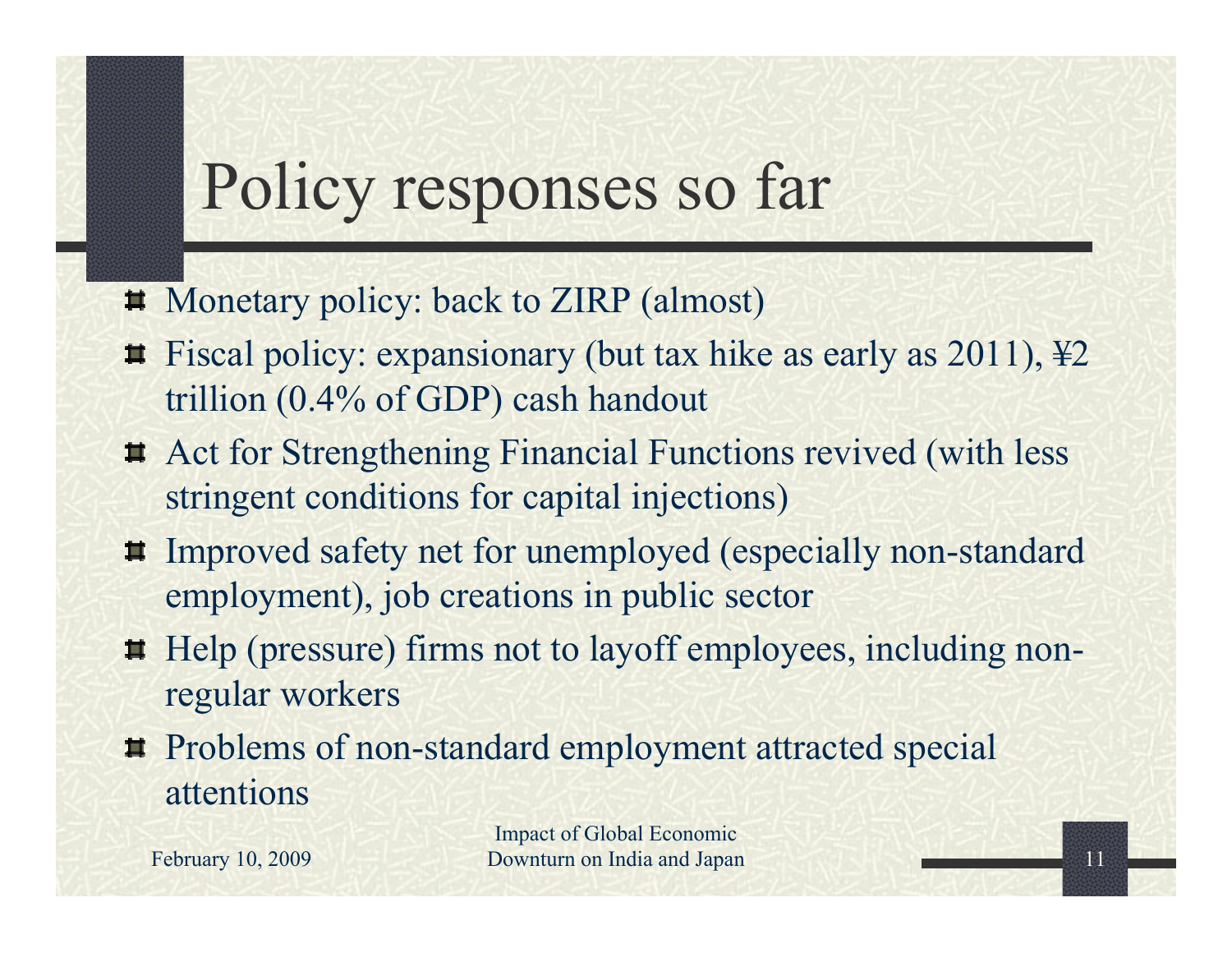# Policy responses so far

- Monetary policy: back to ZIRP (almost)
- Fiscal policy: expansionary (but tax hike as early as 2011), ¥2 trillion (0.4% of GDP) cash handout
- Act for Strengthening Financial Functions revived (with less stringent conditions for capital injections)
- Improved safety net for unemployed (especially non-standard employment), job creations in public sector
- Help (pressure) firms not to layoff employees, including non-regular workers
- Problems of non-standard employment attracted special attentions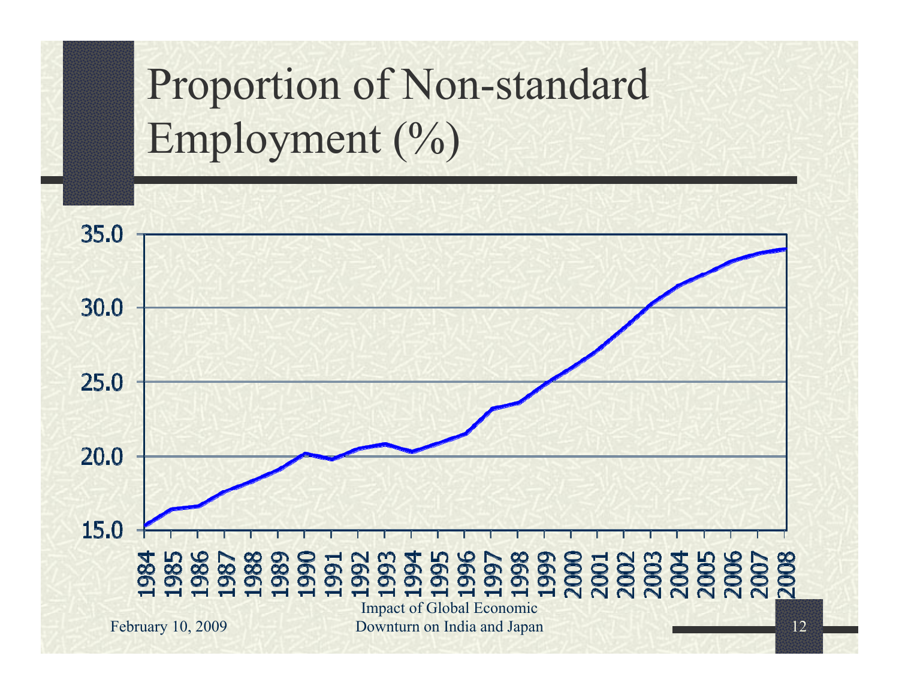# Proportion of Non-standard Employment (%)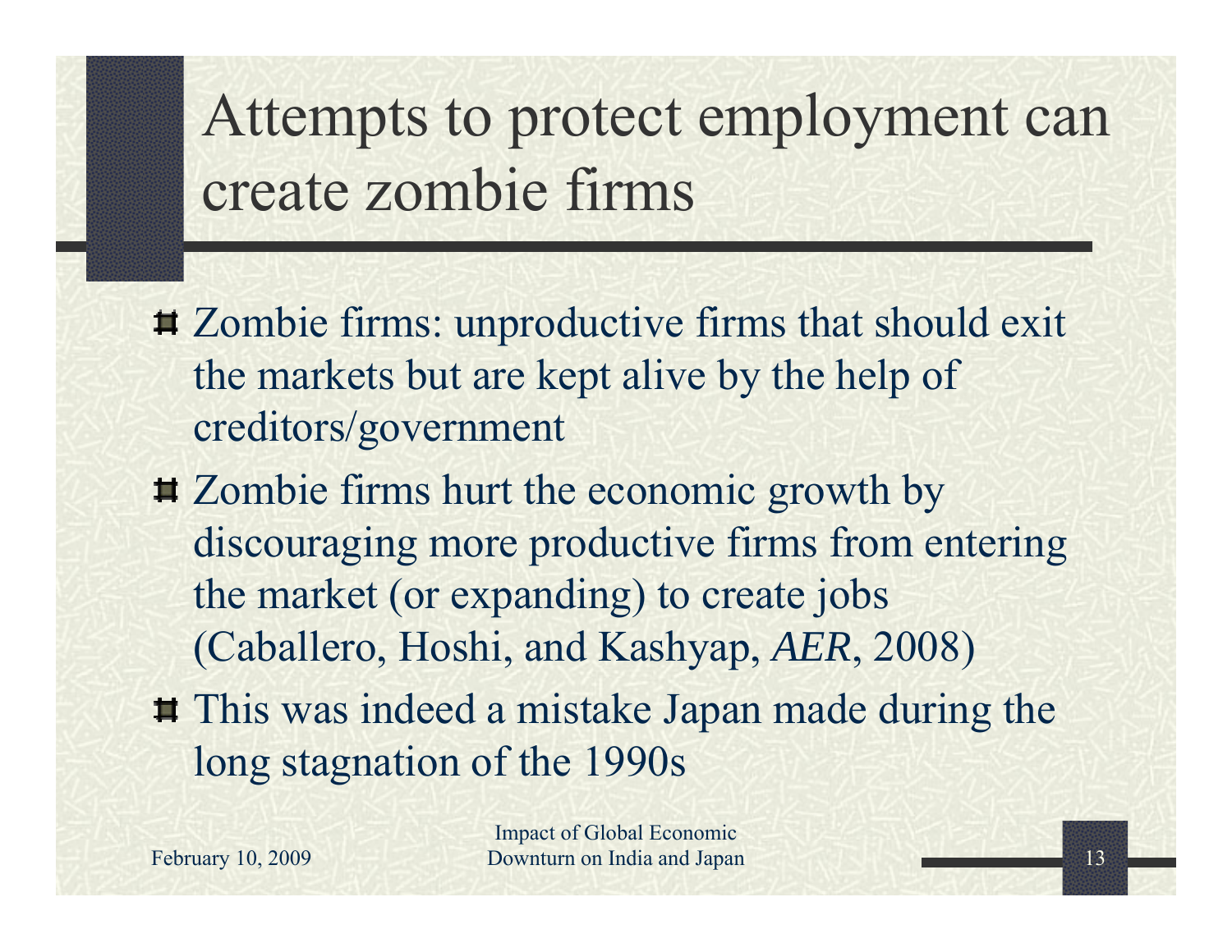# Attempts to protect employment can create zombie firms

- Zombie firms: unproductive firms that should exit the markets but are kept alive by the help of creditors/government
- Zombie firms hurt the economic growth by discouraging more productive firms from entering the market (or expanding) to create jobs (Caballero, Hoshi, and Kashyap, *AER*, 2008)
- This was indeed a mistake Japan made during the long stagnation of the 1990s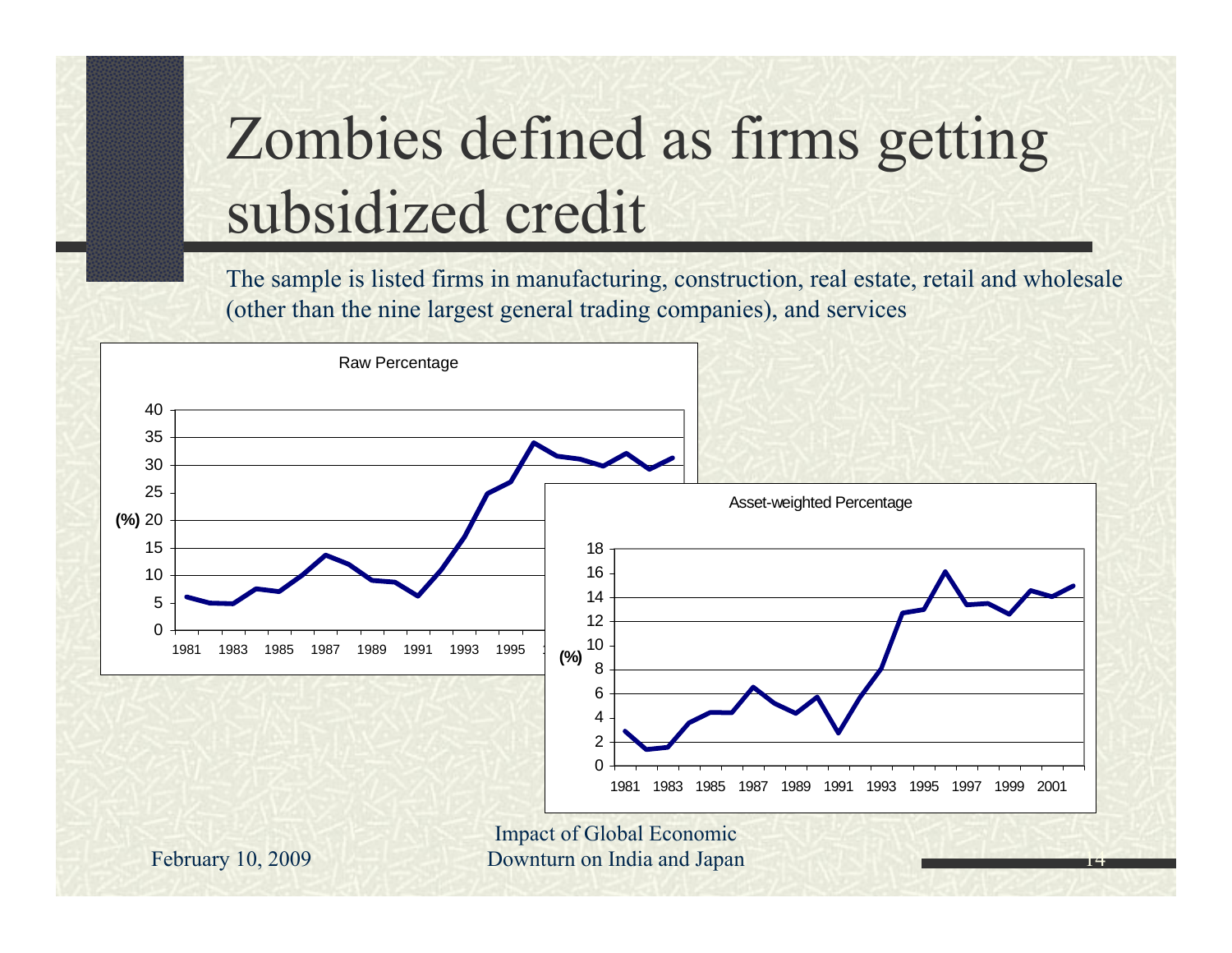# Zombies defined as firms getting subsidized credit

The sample is listed firms in manufacturing, construction, real estate, retail and wholesale (other than the nine largest general trading companies), and services

Raw Percentage

Asset-weighted Percentage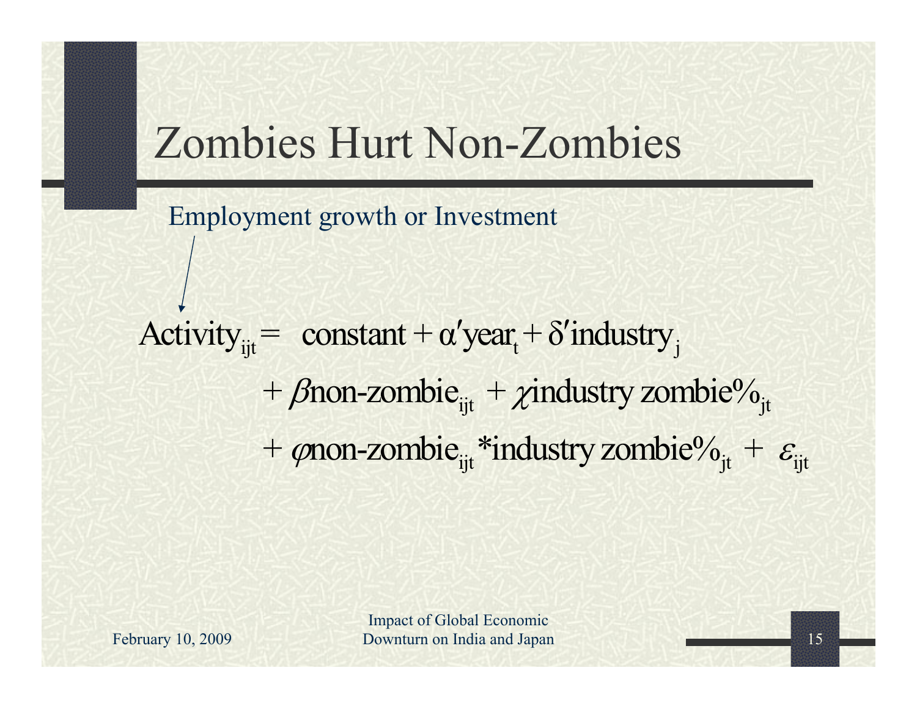# Zombies Hurt Non-Zombies

Employment growth or Investment

$$
\begin{aligned}
\text{Activity}_{ijt} = \; & \text{constant} + \alpha'\text{year}_t + \delta'\text{industry}_j \\
& + \beta\,\text{non-zombie}_{ijt} + \chi\,\text{industry zombie\%}_{jt} \\
& + \varphi\,\text{non-zombie}_{ijt} * \text{industry zombie\%}_{jt} + \varepsilon_{ijt}
\end{aligned}
$$

February 10, 2009

Impact of Global Economic Downturn on India and Japan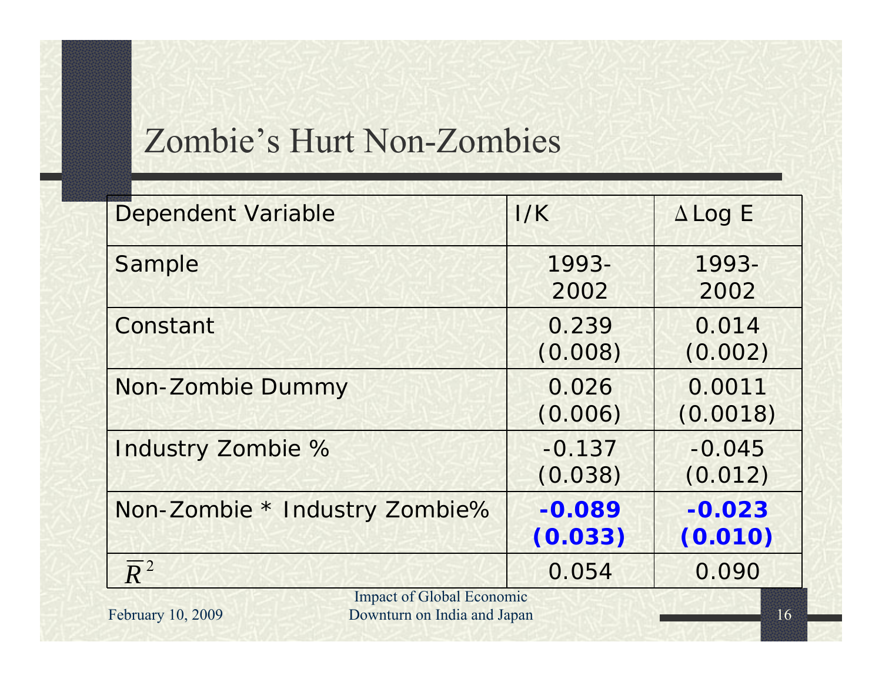# Zombie's Hurt Non-Zombies

| Dependent Variable | I/K | $\Delta$ Log E |
|---|---|---|
| Sample | 1993-2002 | 1993-2002 |
| Constant | 0.239 (0.008) | 0.014 (0.002) |
| Non-Zombie Dummy | 0.026 (0.006) | 0.0011 (0.0018) |
| Industry Zombie % | -0.137 (0.038) | -0.045 (0.012) |
| Non-Zombie * Industry Zombie% | **-0.089 (0.033)** | **-0.023 (0.010)** |
| $\bar{R}^2$ | 0.054 | 0.090 |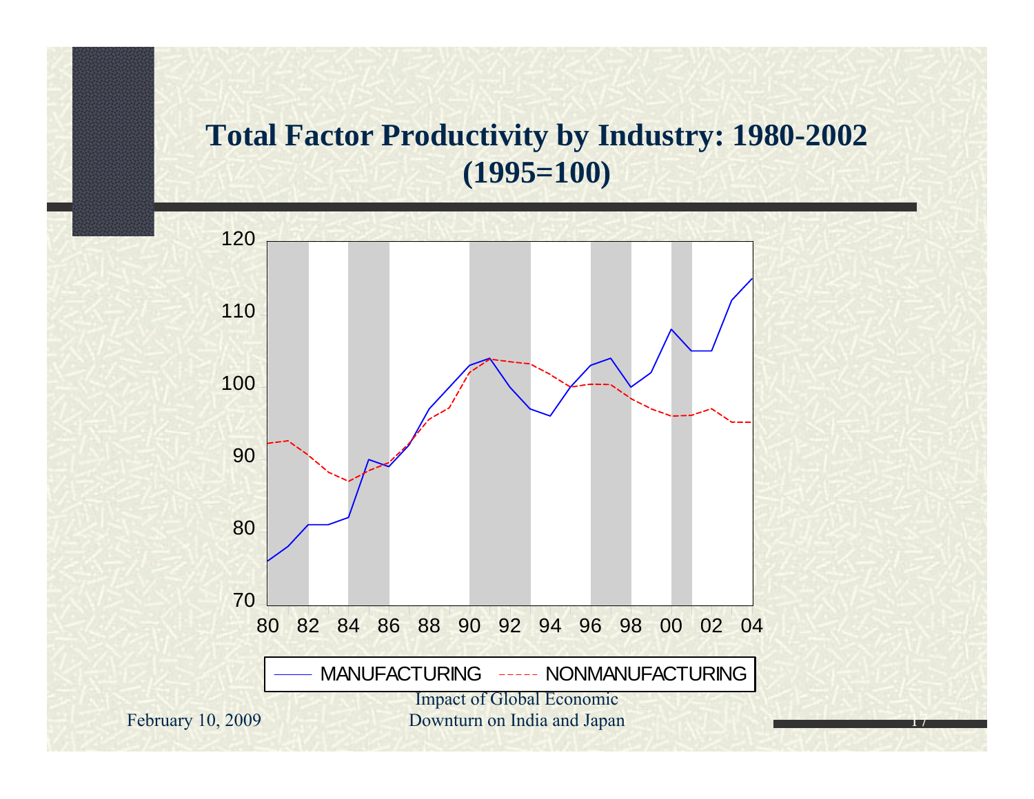# Total Factor Productivity by Industry: 1980-2002 (1995=100)

MANUFACTURING ----- NONMANUFACTURING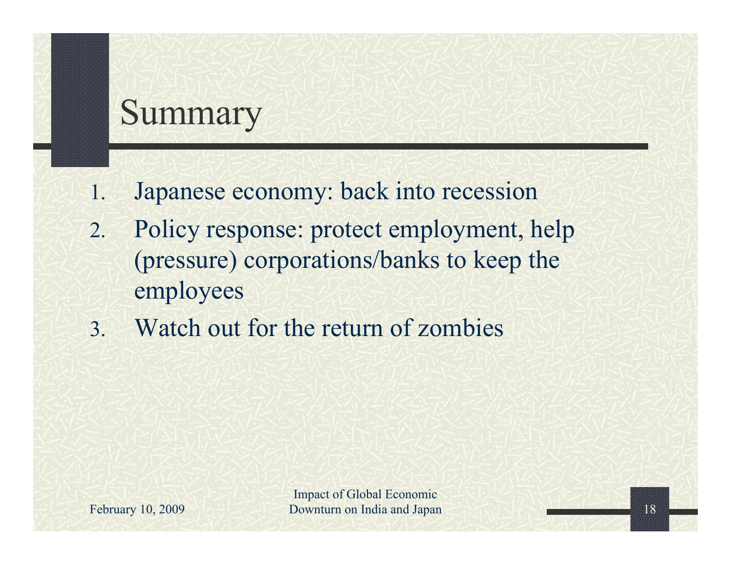# Summary

1. Japanese economy: back into recession
2. Policy response: protect employment, help (pressure) corporations/banks to keep the employees
3. Watch out for the return of zombies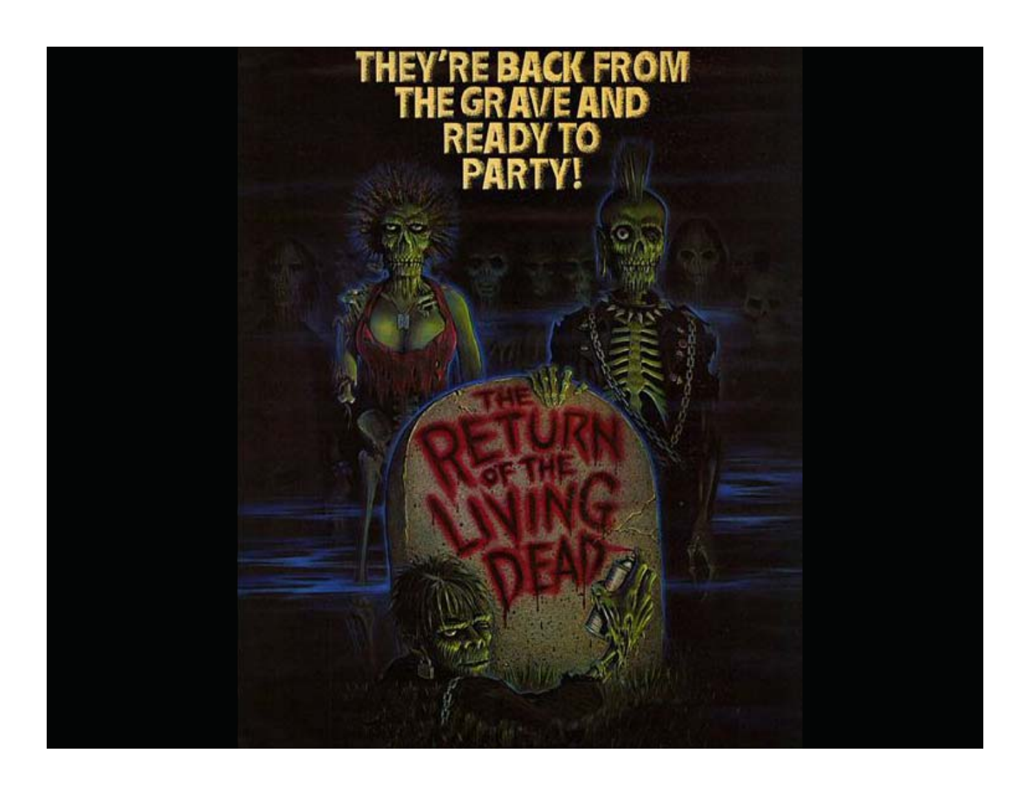THEY'RE BACK FROM THE GRAVE AND READY TO PARTY!

THE RETURN OF THE LIVING DEAD